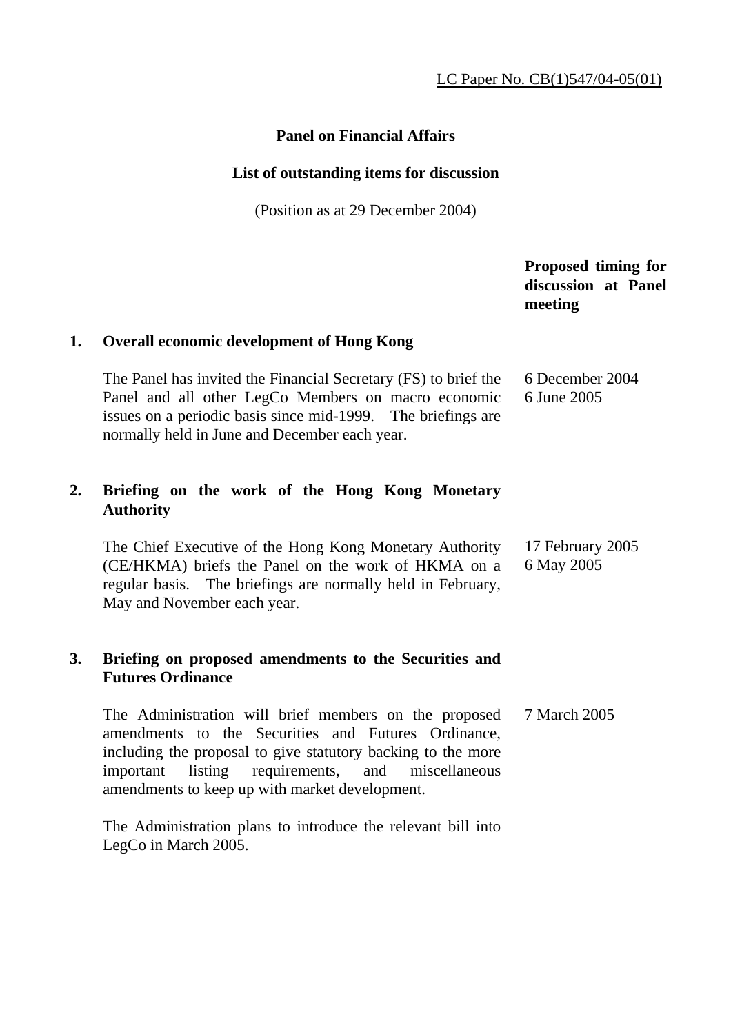LC Paper No. CB(1)547/04-05(01)

**Panel on Financial Affairs**

**List of outstanding items for discussion**

(Position as at 29 December 2004)

| | | Proposed timing for discussion at Panel meeting |
|---|---|---|
| **1.** | **Overall economic development of Hong Kong** | |
| | The Panel has invited the Financial Secretary (FS) to brief the Panel and all other LegCo Members on macro economic issues on a periodic basis since mid-1999. The briefings are normally held in June and December each year. | 6 December 2004<br>6 June 2005 |
| **2.** | **Briefing on the work of the Hong Kong Monetary Authority** | |
| | The Chief Executive of the Hong Kong Monetary Authority (CE/HKMA) briefs the Panel on the work of HKMA on a regular basis. The briefings are normally held in February, May and November each year. | 17 February 2005<br>6 May 2005 |
| **3.** | **Briefing on proposed amendments to the Securities and Futures Ordinance** | |
| | The Administration will brief members on the proposed amendments to the Securities and Futures Ordinance, including the proposal to give statutory backing to the more important listing requirements, and miscellaneous amendments to keep up with market development.<br><br>The Administration plans to introduce the relevant bill into LegCo in March 2005. | 7 March 2005 |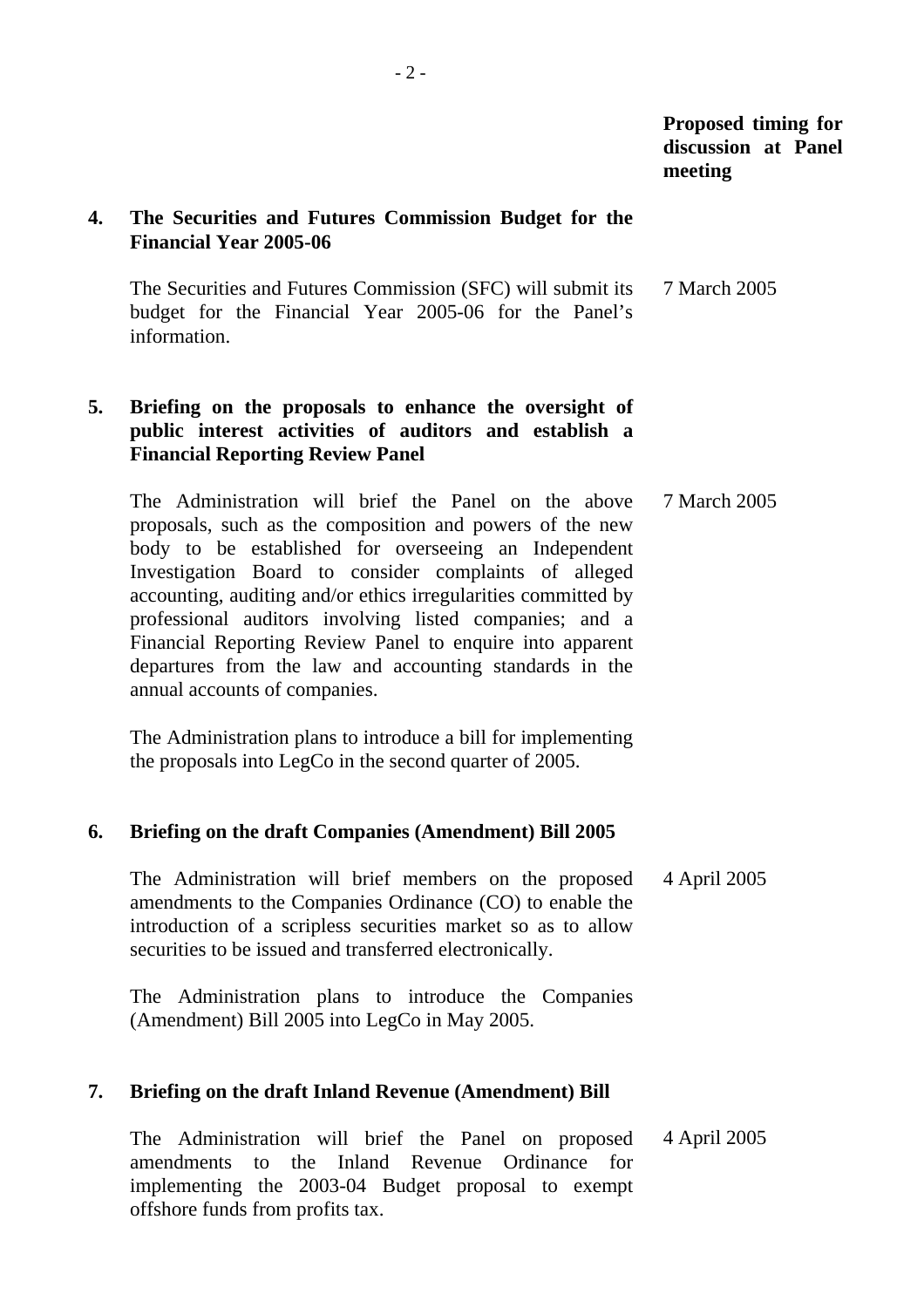**Proposed timing for discussion at Panel meeting**

**4. The Securities and Futures Commission Budget for the Financial Year 2005-06**

The Securities and Futures Commission (SFC) will submit its budget for the Financial Year 2005-06 for the Panel's information. — 7 March 2005

**5. Briefing on the proposals to enhance the oversight of public interest activities of auditors and establish a Financial Reporting Review Panel**

The Administration will brief the Panel on the above proposals, such as the composition and powers of the new body to be established for overseeing an Independent Investigation Board to consider complaints of alleged accounting, auditing and/or ethics irregularities committed by professional auditors involving listed companies; and a Financial Reporting Review Panel to enquire into apparent departures from the law and accounting standards in the annual accounts of companies. — 7 March 2005

The Administration plans to introduce a bill for implementing the proposals into LegCo in the second quarter of 2005.

**6. Briefing on the draft Companies (Amendment) Bill 2005**

The Administration will brief members on the proposed amendments to the Companies Ordinance (CO) to enable the introduction of a scripless securities market so as to allow securities to be issued and transferred electronically. — 4 April 2005

The Administration plans to introduce the Companies (Amendment) Bill 2005 into LegCo in May 2005.

**7. Briefing on the draft Inland Revenue (Amendment) Bill**

The Administration will brief the Panel on proposed amendments to the Inland Revenue Ordinance for implementing the 2003-04 Budget proposal to exempt offshore funds from profits tax. — 4 April 2005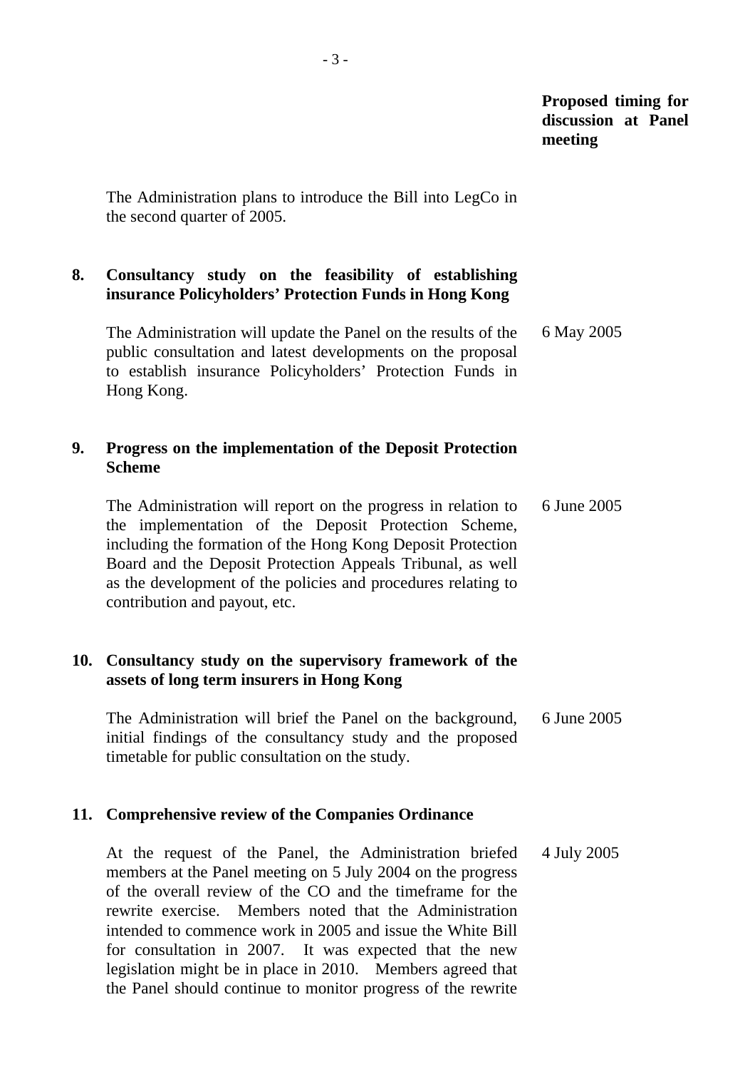| | | Proposed timing for discussion at Panel meeting |
|---|---|---|
| | The Administration plans to introduce the Bill into LegCo in the second quarter of 2005. | |
| **8.** | **Consultancy study on the feasibility of establishing insurance Policyholders' Protection Funds in Hong Kong** | |
| | The Administration will update the Panel on the results of the public consultation and latest developments on the proposal to establish insurance Policyholders' Protection Funds in Hong Kong. | 6 May 2005 |
| **9.** | **Progress on the implementation of the Deposit Protection Scheme** | |
| | The Administration will report on the progress in relation to the implementation of the Deposit Protection Scheme, including the formation of the Hong Kong Deposit Protection Board and the Deposit Protection Appeals Tribunal, as well as the development of the policies and procedures relating to contribution and payout, etc. | 6 June 2005 |
| **10.** | **Consultancy study on the supervisory framework of the assets of long term insurers in Hong Kong** | |
| | The Administration will brief the Panel on the background, initial findings of the consultancy study and the proposed timetable for public consultation on the study. | 6 June 2005 |
| **11.** | **Comprehensive review of the Companies Ordinance** | |
| | At the request of the Panel, the Administration briefed members at the Panel meeting on 5 July 2004 on the progress of the overall review of the CO and the timeframe for the rewrite exercise. Members noted that the Administration intended to commence work in 2005 and issue the White Bill for consultation in 2007. It was expected that the new legislation might be in place in 2010. Members agreed that the Panel should continue to monitor progress of the rewrite | 4 July 2005 |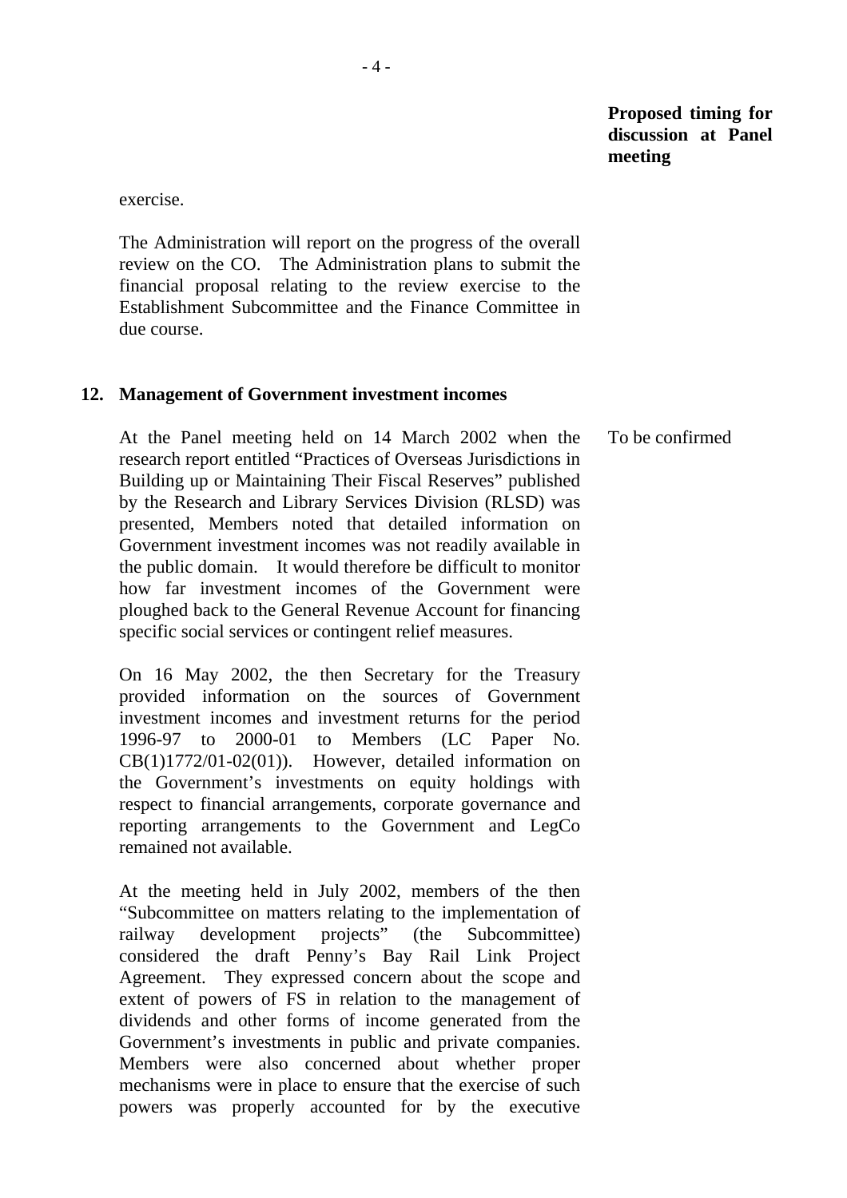**Proposed timing for discussion at Panel meeting**

exercise.

The Administration will report on the progress of the overall review on the CO. The Administration plans to submit the financial proposal relating to the review exercise to the Establishment Subcommittee and the Finance Committee in due course.

**12. Management of Government investment incomes**

At the Panel meeting held on 14 March 2002 when the research report entitled "Practices of Overseas Jurisdictions in Building up or Maintaining Their Fiscal Reserves" published by the Research and Library Services Division (RLSD) was presented, Members noted that detailed information on Government investment incomes was not readily available in the public domain. It would therefore be difficult to monitor how far investment incomes of the Government were ploughed back to the General Revenue Account for financing specific social services or contingent relief measures. — To be confirmed

On 16 May 2002, the then Secretary for the Treasury provided information on the sources of Government investment incomes and investment returns for the period 1996-97 to 2000-01 to Members (LC Paper No. CB(1)1772/01-02(01)). However, detailed information on the Government's investments on equity holdings with respect to financial arrangements, corporate governance and reporting arrangements to the Government and LegCo remained not available.

At the meeting held in July 2002, members of the then "Subcommittee on matters relating to the implementation of railway development projects" (the Subcommittee) considered the draft Penny's Bay Rail Link Project Agreement. They expressed concern about the scope and extent of powers of FS in relation to the management of dividends and other forms of income generated from the Government's investments in public and private companies. Members were also concerned about whether proper mechanisms were in place to ensure that the exercise of such powers was properly accounted for by the executive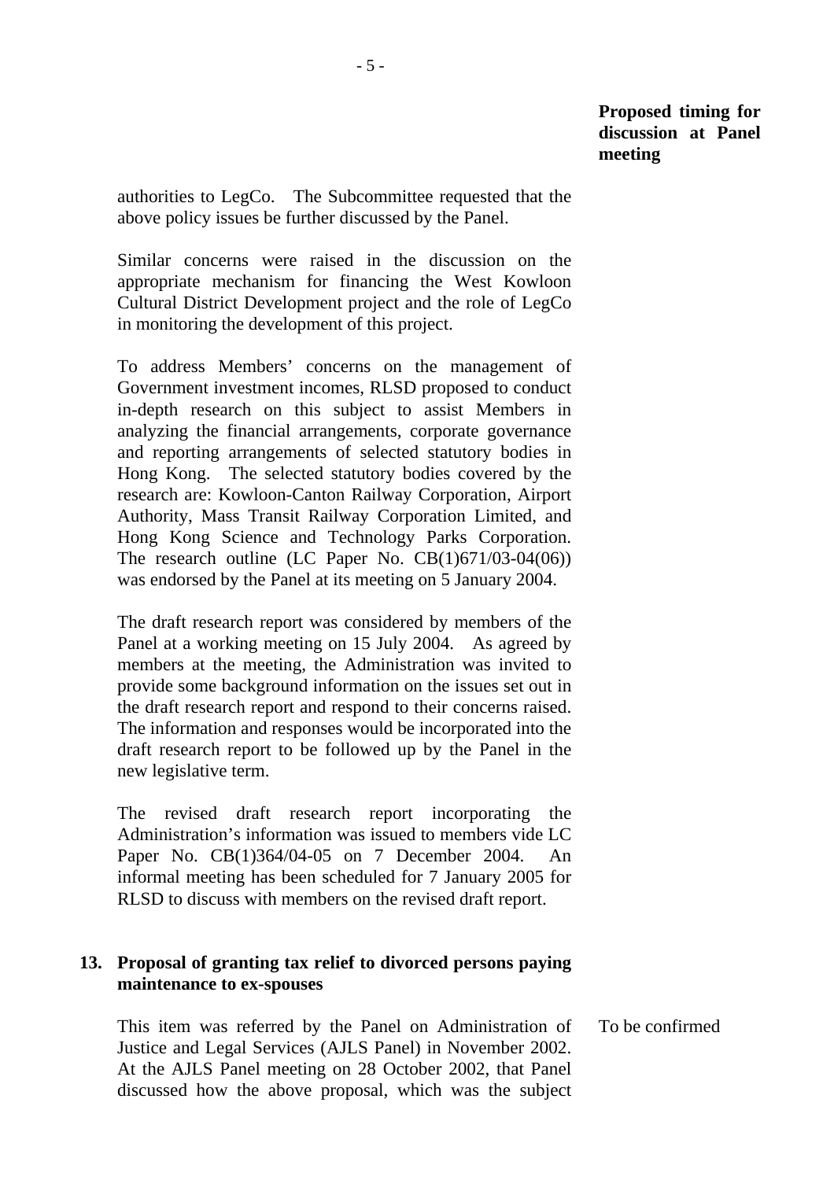**Proposed timing for discussion at Panel meeting**

authorities to LegCo. The Subcommittee requested that the above policy issues be further discussed by the Panel.

Similar concerns were raised in the discussion on the appropriate mechanism for financing the West Kowloon Cultural District Development project and the role of LegCo in monitoring the development of this project.

To address Members' concerns on the management of Government investment incomes, RLSD proposed to conduct in-depth research on this subject to assist Members in analyzing the financial arrangements, corporate governance and reporting arrangements of selected statutory bodies in Hong Kong. The selected statutory bodies covered by the research are: Kowloon-Canton Railway Corporation, Airport Authority, Mass Transit Railway Corporation Limited, and Hong Kong Science and Technology Parks Corporation. The research outline (LC Paper No. CB(1)671/03-04(06)) was endorsed by the Panel at its meeting on 5 January 2004.

The draft research report was considered by members of the Panel at a working meeting on 15 July 2004. As agreed by members at the meeting, the Administration was invited to provide some background information on the issues set out in the draft research report and respond to their concerns raised. The information and responses would be incorporated into the draft research report to be followed up by the Panel in the new legislative term.

The revised draft research report incorporating the Administration's information was issued to members vide LC Paper No. CB(1)364/04-05 on 7 December 2004. An informal meeting has been scheduled for 7 January 2005 for RLSD to discuss with members on the revised draft report.

**13. Proposal of granting tax relief to divorced persons paying maintenance to ex-spouses**

This item was referred by the Panel on Administration of Justice and Legal Services (AJLS Panel) in November 2002. At the AJLS Panel meeting on 28 October 2002, that Panel discussed how the above proposal, which was the subject

*Proposed timing:* To be confirmed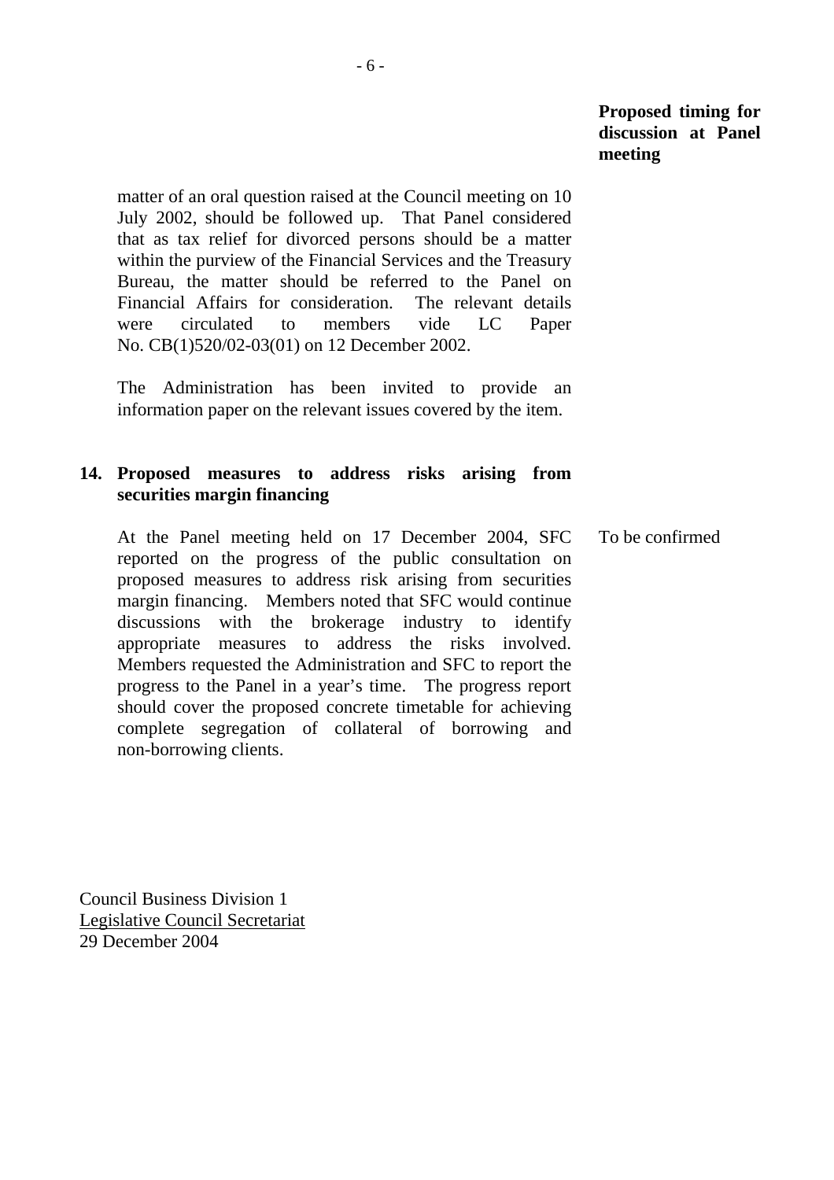**Proposed timing for discussion at Panel meeting**

matter of an oral question raised at the Council meeting on 10 July 2002, should be followed up. That Panel considered that as tax relief for divorced persons should be a matter within the purview of the Financial Services and the Treasury Bureau, the matter should be referred to the Panel on Financial Affairs for consideration. The relevant details were circulated to members vide LC Paper No. CB(1)520/02-03(01) on 12 December 2002.

The Administration has been invited to provide an information paper on the relevant issues covered by the item.

**14. Proposed measures to address risks arising from securities margin financing**

At the Panel meeting held on 17 December 2004, SFC reported on the progress of the public consultation on proposed measures to address risk arising from securities margin financing. Members noted that SFC would continue discussions with the brokerage industry to identify appropriate measures to address the risks involved. Members requested the Administration and SFC to report the progress to the Panel in a year's time. The progress report should cover the proposed concrete timetable for achieving complete segregation of collateral of borrowing and non-borrowing clients.

To be confirmed

Council Business Division 1
Legislative Council Secretariat
29 December 2004